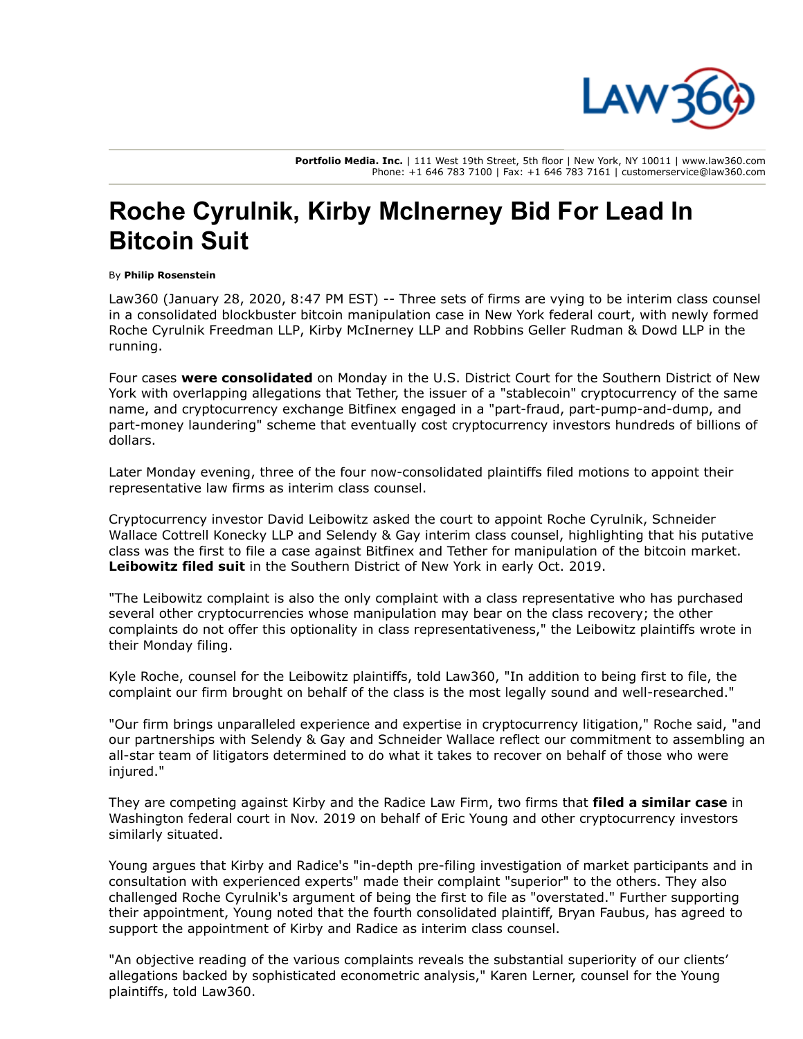Portfolio Media. Inc. | 111 West 19th Street, 5th floor | New York, NY 10011 | www.law360.com
Phone: +1 646 783 7100 | Fax: +1 646 783 7161 | customerservice@law360.com

# Roche Cyrulnik, Kirby McInerney Bid For Lead In Bitcoin Suit

By **Philip Rosenstein**

Law360 (January 28, 2020, 8:47 PM EST) -- Three sets of firms are vying to be interim class counsel in a consolidated blockbuster bitcoin manipulation case in New York federal court, with newly formed Roche Cyrulnik Freedman LLP, Kirby McInerney LLP and Robbins Geller Rudman & Dowd LLP in the running.

Four cases **were consolidated** on Monday in the U.S. District Court for the Southern District of New York with overlapping allegations that Tether, the issuer of a "stablecoin" cryptocurrency of the same name, and cryptocurrency exchange Bitfinex engaged in a "part-fraud, part-pump-and-dump, and part-money laundering" scheme that eventually cost cryptocurrency investors hundreds of billions of dollars.

Later Monday evening, three of the four now-consolidated plaintiffs filed motions to appoint their representative law firms as interim class counsel.

Cryptocurrency investor David Leibowitz asked the court to appoint Roche Cyrulnik, Schneider Wallace Cottrell Konecky LLP and Selendy & Gay interim class counsel, highlighting that his putative class was the first to file a case against Bitfinex and Tether for manipulation of the bitcoin market. **Leibowitz filed suit** in the Southern District of New York in early Oct. 2019.

"The Leibowitz complaint is also the only complaint with a class representative who has purchased several other cryptocurrencies whose manipulation may bear on the class recovery; the other complaints do not offer this optionality in class representativeness," the Leibowitz plaintiffs wrote in their Monday filing.

Kyle Roche, counsel for the Leibowitz plaintiffs, told Law360, "In addition to being first to file, the complaint our firm brought on behalf of the class is the most legally sound and well-researched."

"Our firm brings unparalleled experience and expertise in cryptocurrency litigation," Roche said, "and our partnerships with Selendy & Gay and Schneider Wallace reflect our commitment to assembling an all-star team of litigators determined to do what it takes to recover on behalf of those who were injured."

They are competing against Kirby and the Radice Law Firm, two firms that **filed a similar case** in Washington federal court in Nov. 2019 on behalf of Eric Young and other cryptocurrency investors similarly situated.

Young argues that Kirby and Radice's "in-depth pre-filing investigation of market participants and in consultation with experienced experts" made their complaint "superior" to the others. They also challenged Roche Cyrulnik's argument of being the first to file as "overstated." Further supporting their appointment, Young noted that the fourth consolidated plaintiff, Bryan Faubus, has agreed to support the appointment of Kirby and Radice as interim class counsel.

"An objective reading of the various complaints reveals the substantial superiority of our clients' allegations backed by sophisticated econometric analysis," Karen Lerner, counsel for the Young plaintiffs, told Law360.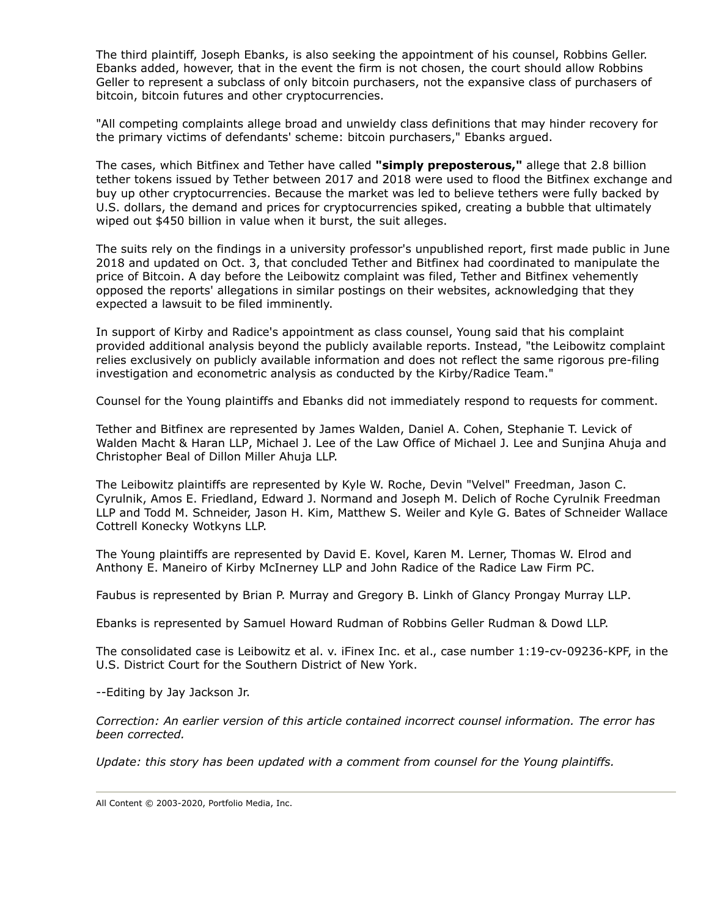The third plaintiff, Joseph Ebanks, is also seeking the appointment of his counsel, Robbins Geller. Ebanks added, however, that in the event the firm is not chosen, the court should allow Robbins Geller to represent a subclass of only bitcoin purchasers, not the expansive class of purchasers of bitcoin, bitcoin futures and other cryptocurrencies.

"All competing complaints allege broad and unwieldy class definitions that may hinder recovery for the primary victims of defendants' scheme: bitcoin purchasers," Ebanks argued.

The cases, which Bitfinex and Tether have called **"simply preposterous,"** allege that 2.8 billion tether tokens issued by Tether between 2017 and 2018 were used to flood the Bitfinex exchange and buy up other cryptocurrencies. Because the market was led to believe tethers were fully backed by U.S. dollars, the demand and prices for cryptocurrencies spiked, creating a bubble that ultimately wiped out $450 billion in value when it burst, the suit alleges.

The suits rely on the findings in a university professor's unpublished report, first made public in June 2018 and updated on Oct. 3, that concluded Tether and Bitfinex had coordinated to manipulate the price of Bitcoin. A day before the Leibowitz complaint was filed, Tether and Bitfinex vehemently opposed the reports' allegations in similar postings on their websites, acknowledging that they expected a lawsuit to be filed imminently.

In support of Kirby and Radice's appointment as class counsel, Young said that his complaint provided additional analysis beyond the publicly available reports. Instead, "the Leibowitz complaint relies exclusively on publicly available information and does not reflect the same rigorous pre-filing investigation and econometric analysis as conducted by the Kirby/Radice Team."

Counsel for the Young plaintiffs and Ebanks did not immediately respond to requests for comment.

Tether and Bitfinex are represented by James Walden, Daniel A. Cohen, Stephanie T. Levick of Walden Macht & Haran LLP, Michael J. Lee of the Law Office of Michael J. Lee and Sunjina Ahuja and Christopher Beal of Dillon Miller Ahuja LLP.

The Leibowitz plaintiffs are represented by Kyle W. Roche, Devin "Velvel" Freedman, Jason C. Cyrulnik, Amos E. Friedland, Edward J. Normand and Joseph M. Delich of Roche Cyrulnik Freedman LLP and Todd M. Schneider, Jason H. Kim, Matthew S. Weiler and Kyle G. Bates of Schneider Wallace Cottrell Konecky Wotkyns LLP.

The Young plaintiffs are represented by David E. Kovel, Karen M. Lerner, Thomas W. Elrod and Anthony E. Maneiro of Kirby McInerney LLP and John Radice of the Radice Law Firm PC.

Faubus is represented by Brian P. Murray and Gregory B. Linkh of Glancy Prongay Murray LLP.

Ebanks is represented by Samuel Howard Rudman of Robbins Geller Rudman & Dowd LLP.

The consolidated case is Leibowitz et al. v. iFinex Inc. et al., case number 1:19-cv-09236-KPF, in the U.S. District Court for the Southern District of New York.

--Editing by Jay Jackson Jr.

*Correction: An earlier version of this article contained incorrect counsel information. The error has been corrected.*

*Update: this story has been updated with a comment from counsel for the Young plaintiffs.*

All Content © 2003-2020, Portfolio Media, Inc.